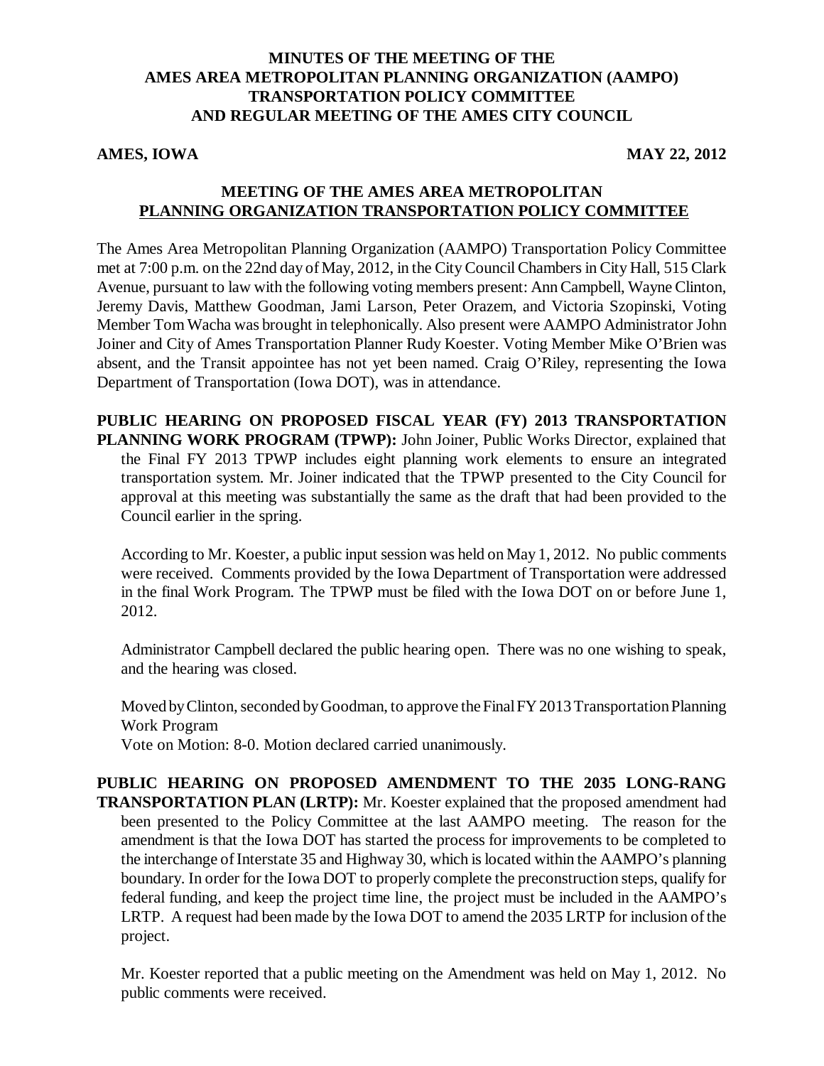**MINUTES OF THE MEETING OF THE AMES AREA METROPOLITAN PLANNING ORGANIZATION (AAMPO) TRANSPORTATION POLICY COMMITTEE AND REGULAR MEETING OF THE AMES CITY COUNCIL**

**AMES, IOWA** **MAY 22, 2012**

**MEETING OF THE AMES AREA METROPOLITAN PLANNING ORGANIZATION TRANSPORTATION POLICY COMMITTEE**

The Ames Area Metropolitan Planning Organization (AAMPO) Transportation Policy Committee met at 7:00 p.m. on the 22nd day of May, 2012, in the City Council Chambers in City Hall, 515 Clark Avenue, pursuant to law with the following voting members present: Ann Campbell, Wayne Clinton, Jeremy Davis, Matthew Goodman, Jami Larson, Peter Orazem, and Victoria Szopinski, Voting Member Tom Wacha was brought in telephonically. Also present were AAMPO Administrator John Joiner and City of Ames Transportation Planner Rudy Koester. Voting Member Mike O'Brien was absent, and the Transit appointee has not yet been named. Craig O'Riley, representing the Iowa Department of Transportation (Iowa DOT), was in attendance.

**PUBLIC HEARING ON PROPOSED FISCAL YEAR (FY) 2013 TRANSPORTATION PLANNING WORK PROGRAM (TPWP):** John Joiner, Public Works Director, explained that the Final FY 2013 TPWP includes eight planning work elements to ensure an integrated transportation system. Mr. Joiner indicated that the TPWP presented to the City Council for approval at this meeting was substantially the same as the draft that had been provided to the Council earlier in the spring.

According to Mr. Koester, a public input session was held on May 1, 2012. No public comments were received. Comments provided by the Iowa Department of Transportation were addressed in the final Work Program. The TPWP must be filed with the Iowa DOT on or before June 1, 2012.

Administrator Campbell declared the public hearing open. There was no one wishing to speak, and the hearing was closed.

Moved by Clinton, seconded by Goodman, to approve the Final FY 2013 Transportation Planning Work Program

Vote on Motion: 8-0. Motion declared carried unanimously.

**PUBLIC HEARING ON PROPOSED AMENDMENT TO THE 2035 LONG-RANG TRANSPORTATION PLAN (LRTP):** Mr. Koester explained that the proposed amendment had been presented to the Policy Committee at the last AAMPO meeting. The reason for the amendment is that the Iowa DOT has started the process for improvements to be completed to the interchange of Interstate 35 and Highway 30, which is located within the AAMPO's planning boundary. In order for the Iowa DOT to properly complete the preconstruction steps, qualify for federal funding, and keep the project time line, the project must be included in the AAMPO's LRTP. A request had been made by the Iowa DOT to amend the 2035 LRTP for inclusion of the project.

Mr. Koester reported that a public meeting on the Amendment was held on May 1, 2012. No public comments were received.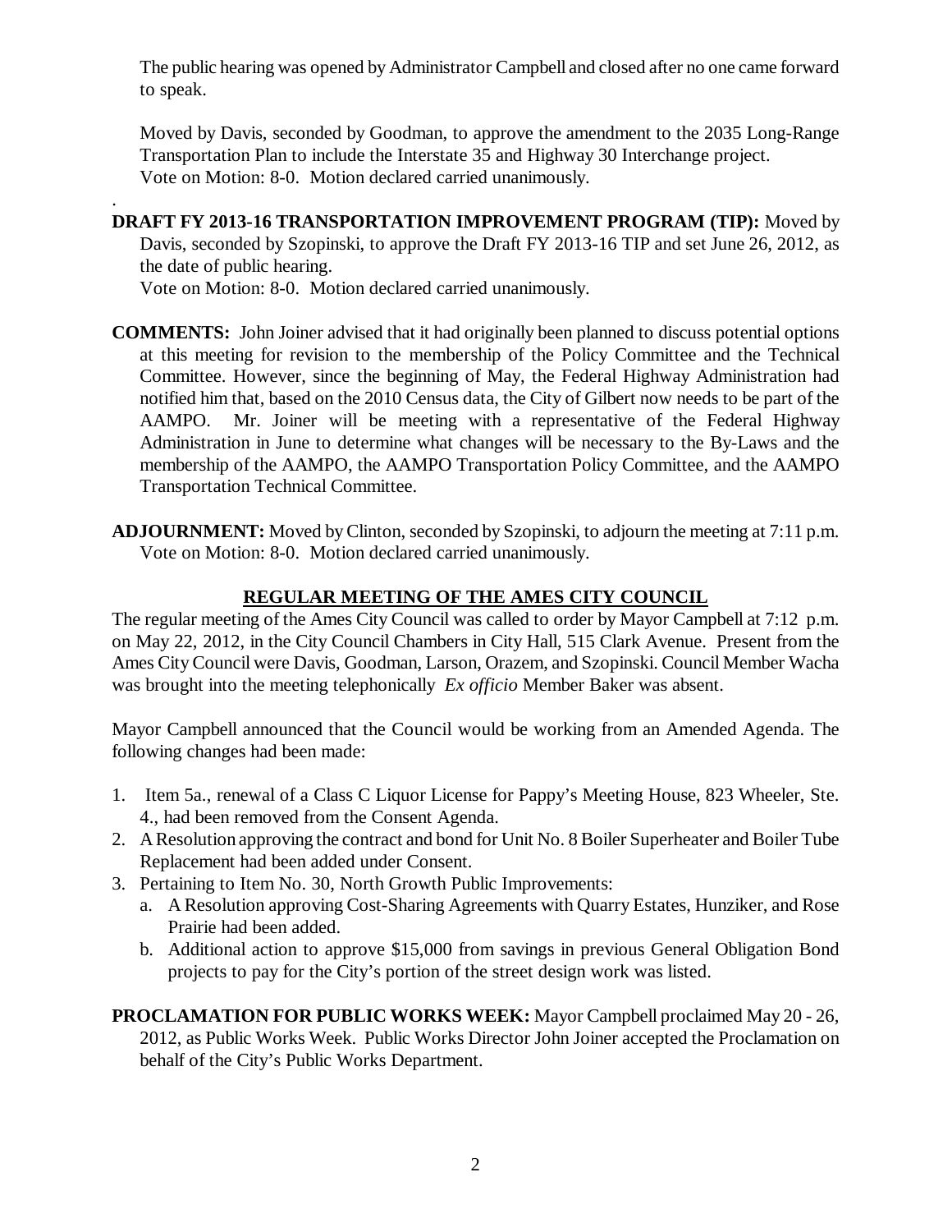The public hearing was opened by Administrator Campbell and closed after no one came forward to speak.

Moved by Davis, seconded by Goodman, to approve the amendment to the 2035 Long-Range Transportation Plan to include the Interstate 35 and Highway 30 Interchange project.
Vote on Motion: 8-0. Motion declared carried unanimously.

**DRAFT FY 2013-16 TRANSPORTATION IMPROVEMENT PROGRAM (TIP):** Moved by Davis, seconded by Szopinski, to approve the Draft FY 2013-16 TIP and set June 26, 2012, as the date of public hearing.
Vote on Motion: 8-0. Motion declared carried unanimously.

**COMMENTS:** John Joiner advised that it had originally been planned to discuss potential options at this meeting for revision to the membership of the Policy Committee and the Technical Committee. However, since the beginning of May, the Federal Highway Administration had notified him that, based on the 2010 Census data, the City of Gilbert now needs to be part of the AAMPO. Mr. Joiner will be meeting with a representative of the Federal Highway Administration in June to determine what changes will be necessary to the By-Laws and the membership of the AAMPO, the AAMPO Transportation Policy Committee, and the AAMPO Transportation Technical Committee.

**ADJOURNMENT:** Moved by Clinton, seconded by Szopinski, to adjourn the meeting at 7:11 p.m.
Vote on Motion: 8-0. Motion declared carried unanimously.

## REGULAR MEETING OF THE AMES CITY COUNCIL

The regular meeting of the Ames City Council was called to order by Mayor Campbell at 7:12 p.m. on May 22, 2012, in the City Council Chambers in City Hall, 515 Clark Avenue. Present from the Ames City Council were Davis, Goodman, Larson, Orazem, and Szopinski. Council Member Wacha was brought into the meeting telephonically *Ex officio* Member Baker was absent.

Mayor Campbell announced that the Council would be working from an Amended Agenda. The following changes had been made:

1. Item 5a., renewal of a Class C Liquor License for Pappy's Meeting House, 823 Wheeler, Ste. 4., had been removed from the Consent Agenda.
2. A Resolution approving the contract and bond for Unit No. 8 Boiler Superheater and Boiler Tube Replacement had been added under Consent.
3. Pertaining to Item No. 30, North Growth Public Improvements:
   a. A Resolution approving Cost-Sharing Agreements with Quarry Estates, Hunziker, and Rose Prairie had been added.
   b. Additional action to approve $15,000 from savings in previous General Obligation Bond projects to pay for the City's portion of the street design work was listed.

**PROCLAMATION FOR PUBLIC WORKS WEEK:** Mayor Campbell proclaimed May 20 - 26, 2012, as Public Works Week. Public Works Director John Joiner accepted the Proclamation on behalf of the City's Public Works Department.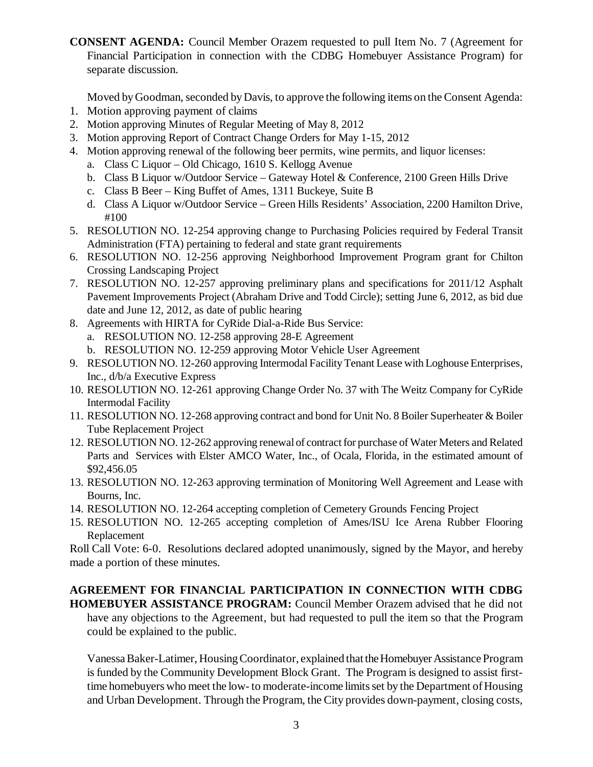**CONSENT AGENDA:** Council Member Orazem requested to pull Item No. 7 (Agreement for Financial Participation in connection with the CDBG Homebuyer Assistance Program) for separate discussion.

Moved by Goodman, seconded by Davis, to approve the following items on the Consent Agenda:

1. Motion approving payment of claims
2. Motion approving Minutes of Regular Meeting of May 8, 2012
3. Motion approving Report of Contract Change Orders for May 1-15, 2012
4. Motion approving renewal of the following beer permits, wine permits, and liquor licenses:
   a. Class C Liquor – Old Chicago, 1610 S. Kellogg Avenue
   b. Class B Liquor w/Outdoor Service – Gateway Hotel & Conference, 2100 Green Hills Drive
   c. Class B Beer – King Buffet of Ames, 1311 Buckeye, Suite B
   d. Class A Liquor w/Outdoor Service – Green Hills Residents' Association, 2200 Hamilton Drive, #100
5. RESOLUTION NO. 12-254 approving change to Purchasing Policies required by Federal Transit Administration (FTA) pertaining to federal and state grant requirements
6. RESOLUTION NO. 12-256 approving Neighborhood Improvement Program grant for Chilton Crossing Landscaping Project
7. RESOLUTION NO. 12-257 approving preliminary plans and specifications for 2011/12 Asphalt Pavement Improvements Project (Abraham Drive and Todd Circle); setting June 6, 2012, as bid due date and June 12, 2012, as date of public hearing
8. Agreements with HIRTA for CyRide Dial-a-Ride Bus Service:
   a. RESOLUTION NO. 12-258 approving 28-E Agreement
   b. RESOLUTION NO. 12-259 approving Motor Vehicle User Agreement
9. RESOLUTION NO. 12-260 approving Intermodal Facility Tenant Lease with Loghouse Enterprises, Inc., d/b/a Executive Express
10. RESOLUTION NO. 12-261 approving Change Order No. 37 with The Weitz Company for CyRide Intermodal Facility
11. RESOLUTION NO. 12-268 approving contract and bond for Unit No. 8 Boiler Superheater & Boiler Tube Replacement Project
12. RESOLUTION NO. 12-262 approving renewal of contract for purchase of Water Meters and Related Parts and Services with Elster AMCO Water, Inc., of Ocala, Florida, in the estimated amount of $92,456.05
13. RESOLUTION NO. 12-263 approving termination of Monitoring Well Agreement and Lease with Bourns, Inc.
14. RESOLUTION NO. 12-264 accepting completion of Cemetery Grounds Fencing Project
15. RESOLUTION NO. 12-265 accepting completion of Ames/ISU Ice Arena Rubber Flooring Replacement

Roll Call Vote: 6-0. Resolutions declared adopted unanimously, signed by the Mayor, and hereby made a portion of these minutes.

**AGREEMENT FOR FINANCIAL PARTICIPATION IN CONNECTION WITH CDBG HOMEBUYER ASSISTANCE PROGRAM:** Council Member Orazem advised that he did not have any objections to the Agreement, but had requested to pull the item so that the Program could be explained to the public.

Vanessa Baker-Latimer, Housing Coordinator, explained that the Homebuyer Assistance Program is funded by the Community Development Block Grant. The Program is designed to assist first-time homebuyers who meet the low- to moderate-income limits set by the Department of Housing and Urban Development. Through the Program, the City provides down-payment, closing costs,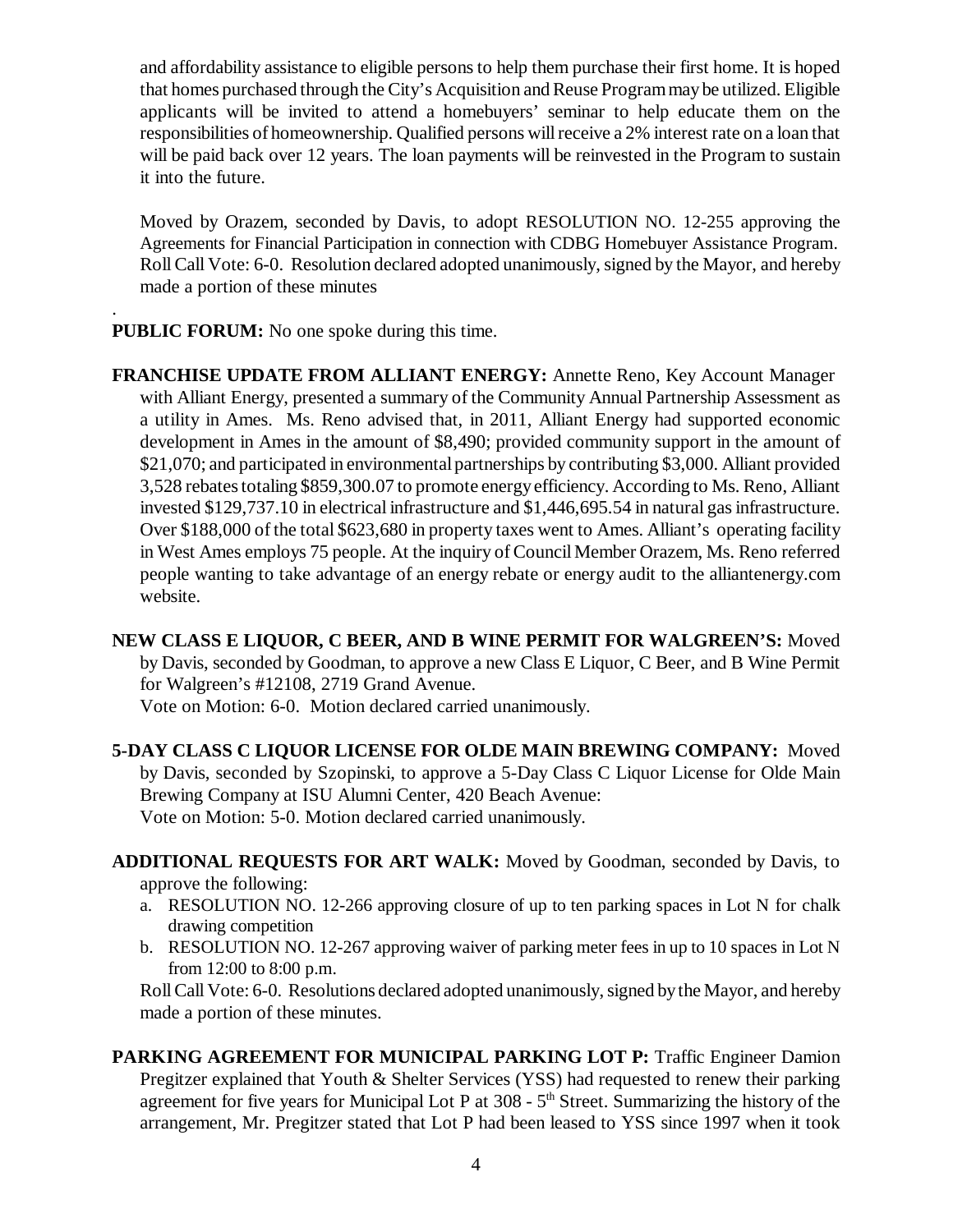and affordability assistance to eligible persons to help them purchase their first home. It is hoped that homes purchased through the City's Acquisition and Reuse Program may be utilized. Eligible applicants will be invited to attend a homebuyers' seminar to help educate them on the responsibilities of homeownership. Qualified persons will receive a 2% interest rate on a loan that will be paid back over 12 years. The loan payments will be reinvested in the Program to sustain it into the future.

Moved by Orazem, seconded by Davis, to adopt RESOLUTION NO. 12-255 approving the Agreements for Financial Participation in connection with CDBG Homebuyer Assistance Program. Roll Call Vote: 6-0. Resolution declared adopted unanimously, signed by the Mayor, and hereby made a portion of these minutes

.

**PUBLIC FORUM:** No one spoke during this time.

**FRANCHISE UPDATE FROM ALLIANT ENERGY:** Annette Reno, Key Account Manager with Alliant Energy, presented a summary of the Community Annual Partnership Assessment as a utility in Ames. Ms. Reno advised that, in 2011, Alliant Energy had supported economic development in Ames in the amount of $8,490; provided community support in the amount of $21,070; and participated in environmental partnerships by contributing $3,000. Alliant provided 3,528 rebates totaling $859,300.07 to promote energy efficiency. According to Ms. Reno, Alliant invested $129,737.10 in electrical infrastructure and $1,446,695.54 in natural gas infrastructure. Over $188,000 of the total $623,680 in property taxes went to Ames. Alliant's operating facility in West Ames employs 75 people. At the inquiry of Council Member Orazem, Ms. Reno referred people wanting to take advantage of an energy rebate or energy audit to the alliantenergy.com website.

**NEW CLASS E LIQUOR, C BEER, AND B WINE PERMIT FOR WALGREEN'S:** Moved by Davis, seconded by Goodman, to approve a new Class E Liquor, C Beer, and B Wine Permit for Walgreen's #12108, 2719 Grand Avenue.
Vote on Motion: 6-0. Motion declared carried unanimously.

**5-DAY CLASS C LIQUOR LICENSE FOR OLDE MAIN BREWING COMPANY:** Moved by Davis, seconded by Szopinski, to approve a 5-Day Class C Liquor License for Olde Main Brewing Company at ISU Alumni Center, 420 Beach Avenue:
Vote on Motion: 5-0. Motion declared carried unanimously.

**ADDITIONAL REQUESTS FOR ART WALK:** Moved by Goodman, seconded by Davis, to approve the following:

a. RESOLUTION NO. 12-266 approving closure of up to ten parking spaces in Lot N for chalk drawing competition
b. RESOLUTION NO. 12-267 approving waiver of parking meter fees in up to 10 spaces in Lot N from 12:00 to 8:00 p.m.

Roll Call Vote: 6-0. Resolutions declared adopted unanimously, signed by the Mayor, and hereby made a portion of these minutes.

**PARKING AGREEMENT FOR MUNICIPAL PARKING LOT P:** Traffic Engineer Damion Pregitzer explained that Youth & Shelter Services (YSS) had requested to renew their parking agreement for five years for Municipal Lot P at 308 - 5th Street. Summarizing the history of the arrangement, Mr. Pregitzer stated that Lot P had been leased to YSS since 1997 when it took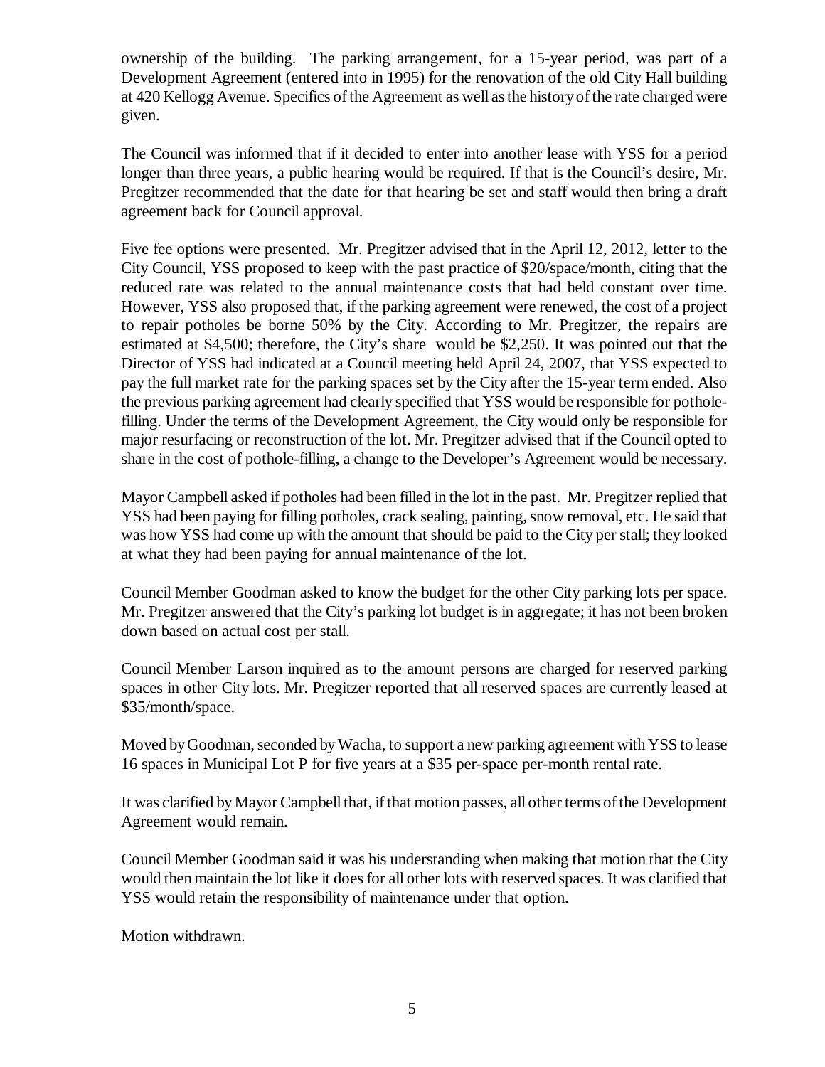ownership of the building. The parking arrangement, for a 15-year period, was part of a Development Agreement (entered into in 1995) for the renovation of the old City Hall building at 420 Kellogg Avenue. Specifics of the Agreement as well as the history of the rate charged were given.

The Council was informed that if it decided to enter into another lease with YSS for a period longer than three years, a public hearing would be required. If that is the Council's desire, Mr. Pregitzer recommended that the date for that hearing be set and staff would then bring a draft agreement back for Council approval.

Five fee options were presented. Mr. Pregitzer advised that in the April 12, 2012, letter to the City Council, YSS proposed to keep with the past practice of $20/space/month, citing that the reduced rate was related to the annual maintenance costs that had held constant over time. However, YSS also proposed that, if the parking agreement were renewed, the cost of a project to repair potholes be borne 50% by the City. According to Mr. Pregitzer, the repairs are estimated at $4,500; therefore, the City's share would be $2,250. It was pointed out that the Director of YSS had indicated at a Council meeting held April 24, 2007, that YSS expected to pay the full market rate for the parking spaces set by the City after the 15-year term ended. Also the previous parking agreement had clearly specified that YSS would be responsible for pothole-filling. Under the terms of the Development Agreement, the City would only be responsible for major resurfacing or reconstruction of the lot. Mr. Pregitzer advised that if the Council opted to share in the cost of pothole-filling, a change to the Developer's Agreement would be necessary.

Mayor Campbell asked if potholes had been filled in the lot in the past. Mr. Pregitzer replied that YSS had been paying for filling potholes, crack sealing, painting, snow removal, etc. He said that was how YSS had come up with the amount that should be paid to the City per stall; they looked at what they had been paying for annual maintenance of the lot.

Council Member Goodman asked to know the budget for the other City parking lots per space. Mr. Pregitzer answered that the City's parking lot budget is in aggregate; it has not been broken down based on actual cost per stall.

Council Member Larson inquired as to the amount persons are charged for reserved parking spaces in other City lots. Mr. Pregitzer reported that all reserved spaces are currently leased at $35/month/space.

Moved by Goodman, seconded by Wacha, to support a new parking agreement with YSS to lease 16 spaces in Municipal Lot P for five years at a $35 per-space per-month rental rate.

It was clarified by Mayor Campbell that, if that motion passes, all other terms of the Development Agreement would remain.

Council Member Goodman said it was his understanding when making that motion that the City would then maintain the lot like it does for all other lots with reserved spaces. It was clarified that YSS would retain the responsibility of maintenance under that option.

Motion withdrawn.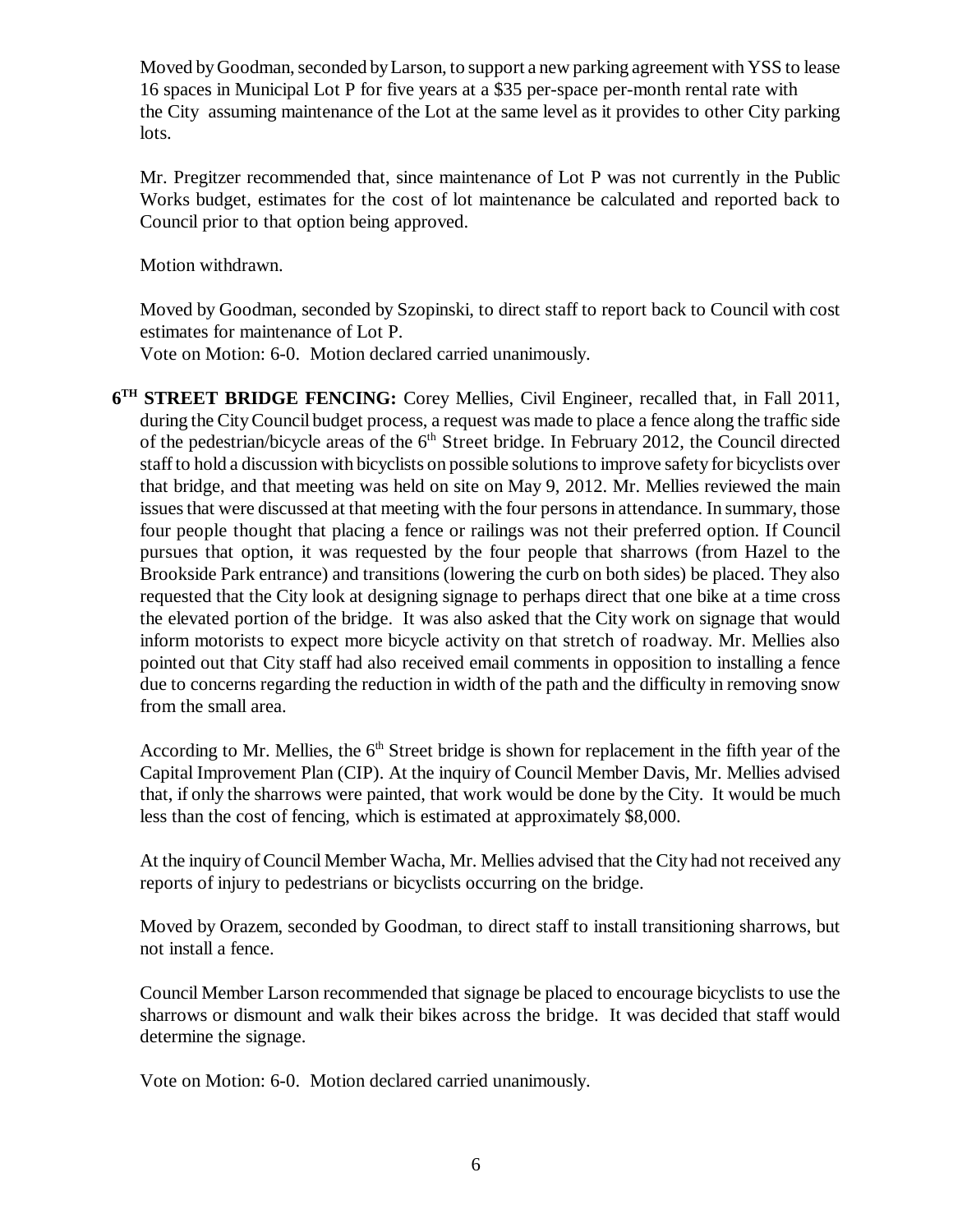Moved by Goodman, seconded by Larson, to support a new parking agreement with YSS to lease 16 spaces in Municipal Lot P for five years at a $35 per-space per-month rental rate with the City assuming maintenance of the Lot at the same level as it provides to other City parking lots.

Mr. Pregitzer recommended that, since maintenance of Lot P was not currently in the Public Works budget, estimates for the cost of lot maintenance be calculated and reported back to Council prior to that option being approved.

Motion withdrawn.

Moved by Goodman, seconded by Szopinski, to direct staff to report back to Council with cost estimates for maintenance of Lot P.
Vote on Motion: 6-0. Motion declared carried unanimously.

**6TH STREET BRIDGE FENCING:** Corey Mellies, Civil Engineer, recalled that, in Fall 2011, during the City Council budget process, a request was made to place a fence along the traffic side of the pedestrian/bicycle areas of the 6th Street bridge. In February 2012, the Council directed staff to hold a discussion with bicyclists on possible solutions to improve safety for bicyclists over that bridge, and that meeting was held on site on May 9, 2012. Mr. Mellies reviewed the main issues that were discussed at that meeting with the four persons in attendance. In summary, those four people thought that placing a fence or railings was not their preferred option. If Council pursues that option, it was requested by the four people that sharrows (from Hazel to the Brookside Park entrance) and transitions (lowering the curb on both sides) be placed. They also requested that the City look at designing signage to perhaps direct that one bike at a time cross the elevated portion of the bridge. It was also asked that the City work on signage that would inform motorists to expect more bicycle activity on that stretch of roadway. Mr. Mellies also pointed out that City staff had also received email comments in opposition to installing a fence due to concerns regarding the reduction in width of the path and the difficulty in removing snow from the small area.

According to Mr. Mellies, the 6th Street bridge is shown for replacement in the fifth year of the Capital Improvement Plan (CIP). At the inquiry of Council Member Davis, Mr. Mellies advised that, if only the sharrows were painted, that work would be done by the City. It would be much less than the cost of fencing, which is estimated at approximately $8,000.

At the inquiry of Council Member Wacha, Mr. Mellies advised that the City had not received any reports of injury to pedestrians or bicyclists occurring on the bridge.

Moved by Orazem, seconded by Goodman, to direct staff to install transitioning sharrows, but not install a fence.

Council Member Larson recommended that signage be placed to encourage bicyclists to use the sharrows or dismount and walk their bikes across the bridge. It was decided that staff would determine the signage.

Vote on Motion: 6-0. Motion declared carried unanimously.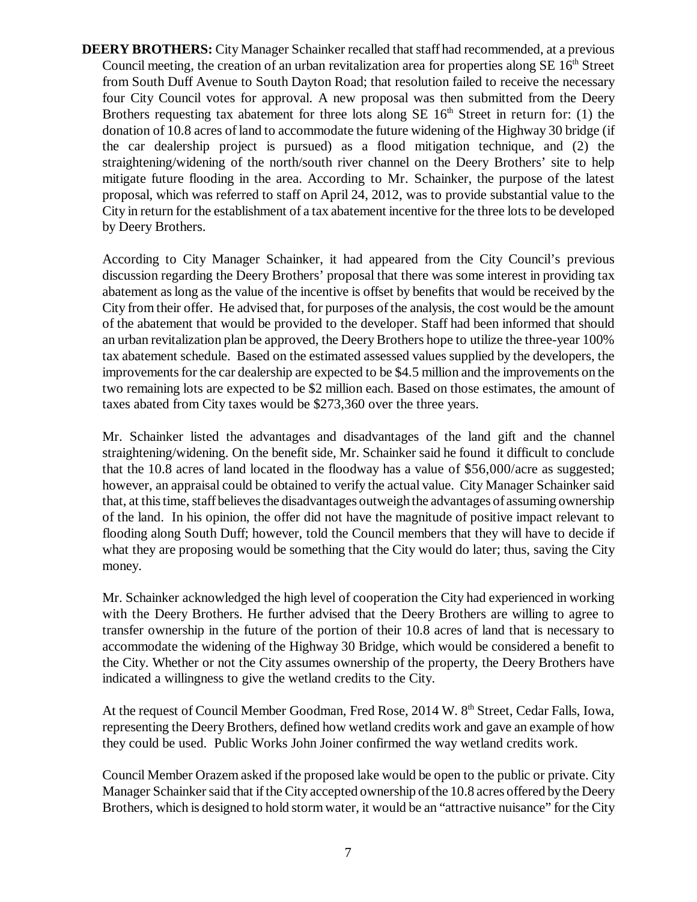**DEERY BROTHERS:** City Manager Schainker recalled that staff had recommended, at a previous Council meeting, the creation of an urban revitalization area for properties along SE 16th Street from South Duff Avenue to South Dayton Road; that resolution failed to receive the necessary four City Council votes for approval. A new proposal was then submitted from the Deery Brothers requesting tax abatement for three lots along SE 16th Street in return for: (1) the donation of 10.8 acres of land to accommodate the future widening of the Highway 30 bridge (if the car dealership project is pursued) as a flood mitigation technique, and (2) the straightening/widening of the north/south river channel on the Deery Brothers' site to help mitigate future flooding in the area. According to Mr. Schainker, the purpose of the latest proposal, which was referred to staff on April 24, 2012, was to provide substantial value to the City in return for the establishment of a tax abatement incentive for the three lots to be developed by Deery Brothers.

According to City Manager Schainker, it had appeared from the City Council's previous discussion regarding the Deery Brothers' proposal that there was some interest in providing tax abatement as long as the value of the incentive is offset by benefits that would be received by the City from their offer. He advised that, for purposes of the analysis, the cost would be the amount of the abatement that would be provided to the developer. Staff had been informed that should an urban revitalization plan be approved, the Deery Brothers hope to utilize the three-year 100% tax abatement schedule. Based on the estimated assessed values supplied by the developers, the improvements for the car dealership are expected to be $4.5 million and the improvements on the two remaining lots are expected to be $2 million each. Based on those estimates, the amount of taxes abated from City taxes would be $273,360 over the three years.

Mr. Schainker listed the advantages and disadvantages of the land gift and the channel straightening/widening. On the benefit side, Mr. Schainker said he found it difficult to conclude that the 10.8 acres of land located in the floodway has a value of $56,000/acre as suggested; however, an appraisal could be obtained to verify the actual value. City Manager Schainker said that, at this time, staff believes the disadvantages outweigh the advantages of assuming ownership of the land. In his opinion, the offer did not have the magnitude of positive impact relevant to flooding along South Duff; however, told the Council members that they will have to decide if what they are proposing would be something that the City would do later; thus, saving the City money.

Mr. Schainker acknowledged the high level of cooperation the City had experienced in working with the Deery Brothers. He further advised that the Deery Brothers are willing to agree to transfer ownership in the future of the portion of their 10.8 acres of land that is necessary to accommodate the widening of the Highway 30 Bridge, which would be considered a benefit to the City. Whether or not the City assumes ownership of the property, the Deery Brothers have indicated a willingness to give the wetland credits to the City.

At the request of Council Member Goodman, Fred Rose, 2014 W. 8th Street, Cedar Falls, Iowa, representing the Deery Brothers, defined how wetland credits work and gave an example of how they could be used. Public Works John Joiner confirmed the way wetland credits work.

Council Member Orazem asked if the proposed lake would be open to the public or private. City Manager Schainker said that if the City accepted ownership of the 10.8 acres offered by the Deery Brothers, which is designed to hold storm water, it would be an "attractive nuisance" for the City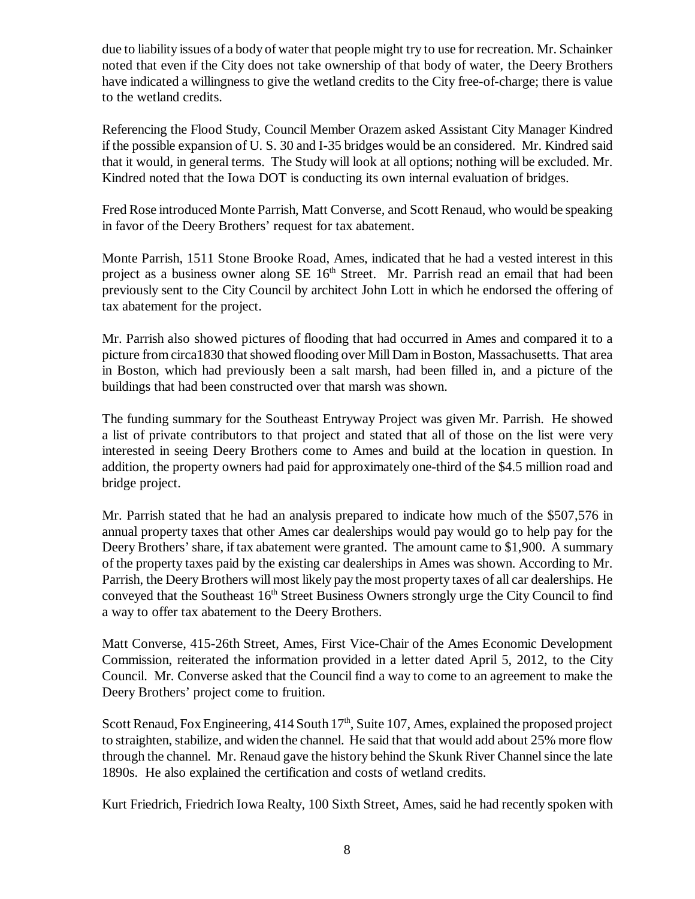due to liability issues of a body of water that people might try to use for recreation. Mr. Schainker noted that even if the City does not take ownership of that body of water, the Deery Brothers have indicated a willingness to give the wetland credits to the City free-of-charge; there is value to the wetland credits.

Referencing the Flood Study, Council Member Orazem asked Assistant City Manager Kindred if the possible expansion of U. S. 30 and I-35 bridges would be an considered. Mr. Kindred said that it would, in general terms. The Study will look at all options; nothing will be excluded. Mr. Kindred noted that the Iowa DOT is conducting its own internal evaluation of bridges.

Fred Rose introduced Monte Parrish, Matt Converse, and Scott Renaud, who would be speaking in favor of the Deery Brothers' request for tax abatement.

Monte Parrish, 1511 Stone Brooke Road, Ames, indicated that he had a vested interest in this project as a business owner along SE 16th Street. Mr. Parrish read an email that had been previously sent to the City Council by architect John Lott in which he endorsed the offering of tax abatement for the project.

Mr. Parrish also showed pictures of flooding that had occurred in Ames and compared it to a picture from circa1830 that showed flooding over Mill Dam in Boston, Massachusetts. That area in Boston, which had previously been a salt marsh, had been filled in, and a picture of the buildings that had been constructed over that marsh was shown.

The funding summary for the Southeast Entryway Project was given Mr. Parrish. He showed a list of private contributors to that project and stated that all of those on the list were very interested in seeing Deery Brothers come to Ames and build at the location in question. In addition, the property owners had paid for approximately one-third of the $4.5 million road and bridge project.

Mr. Parrish stated that he had an analysis prepared to indicate how much of the $507,576 in annual property taxes that other Ames car dealerships would pay would go to help pay for the Deery Brothers' share, if tax abatement were granted. The amount came to $1,900. A summary of the property taxes paid by the existing car dealerships in Ames was shown. According to Mr. Parrish, the Deery Brothers will most likely pay the most property taxes of all car dealerships. He conveyed that the Southeast 16th Street Business Owners strongly urge the City Council to find a way to offer tax abatement to the Deery Brothers.

Matt Converse, 415-26th Street, Ames, First Vice-Chair of the Ames Economic Development Commission, reiterated the information provided in a letter dated April 5, 2012, to the City Council. Mr. Converse asked that the Council find a way to come to an agreement to make the Deery Brothers' project come to fruition.

Scott Renaud, Fox Engineering, 414 South 17th, Suite 107, Ames, explained the proposed project to straighten, stabilize, and widen the channel. He said that that would add about 25% more flow through the channel. Mr. Renaud gave the history behind the Skunk River Channel since the late 1890s. He also explained the certification and costs of wetland credits.

Kurt Friedrich, Friedrich Iowa Realty, 100 Sixth Street, Ames, said he had recently spoken with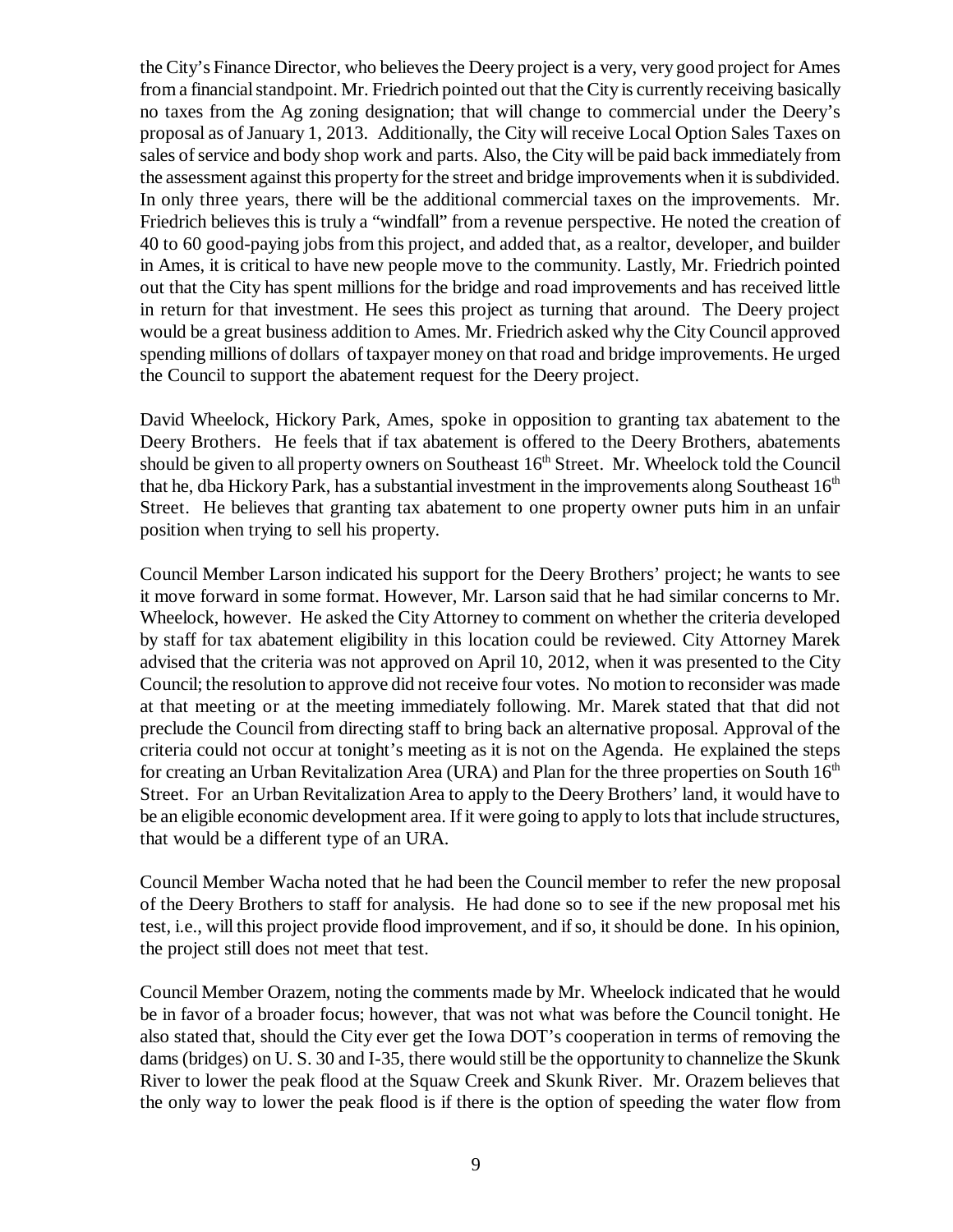the City's Finance Director, who believes the Deery project is a very, very good project for Ames from a financial standpoint. Mr. Friedrich pointed out that the City is currently receiving basically no taxes from the Ag zoning designation; that will change to commercial under the Deery's proposal as of January 1, 2013. Additionally, the City will receive Local Option Sales Taxes on sales of service and body shop work and parts. Also, the City will be paid back immediately from the assessment against this property for the street and bridge improvements when it is subdivided. In only three years, there will be the additional commercial taxes on the improvements. Mr. Friedrich believes this is truly a "windfall" from a revenue perspective. He noted the creation of 40 to 60 good-paying jobs from this project, and added that, as a realtor, developer, and builder in Ames, it is critical to have new people move to the community. Lastly, Mr. Friedrich pointed out that the City has spent millions for the bridge and road improvements and has received little in return for that investment. He sees this project as turning that around. The Deery project would be a great business addition to Ames. Mr. Friedrich asked why the City Council approved spending millions of dollars of taxpayer money on that road and bridge improvements. He urged the Council to support the abatement request for the Deery project.

David Wheelock, Hickory Park, Ames, spoke in opposition to granting tax abatement to the Deery Brothers. He feels that if tax abatement is offered to the Deery Brothers, abatements should be given to all property owners on Southeast 16th Street. Mr. Wheelock told the Council that he, dba Hickory Park, has a substantial investment in the improvements along Southeast 16th Street. He believes that granting tax abatement to one property owner puts him in an unfair position when trying to sell his property.

Council Member Larson indicated his support for the Deery Brothers' project; he wants to see it move forward in some format. However, Mr. Larson said that he had similar concerns to Mr. Wheelock, however. He asked the City Attorney to comment on whether the criteria developed by staff for tax abatement eligibility in this location could be reviewed. City Attorney Marek advised that the criteria was not approved on April 10, 2012, when it was presented to the City Council; the resolution to approve did not receive four votes. No motion to reconsider was made at that meeting or at the meeting immediately following. Mr. Marek stated that that did not preclude the Council from directing staff to bring back an alternative proposal. Approval of the criteria could not occur at tonight's meeting as it is not on the Agenda. He explained the steps for creating an Urban Revitalization Area (URA) and Plan for the three properties on South 16th Street. For an Urban Revitalization Area to apply to the Deery Brothers' land, it would have to be an eligible economic development area. If it were going to apply to lots that include structures, that would be a different type of an URA.

Council Member Wacha noted that he had been the Council member to refer the new proposal of the Deery Brothers to staff for analysis. He had done so to see if the new proposal met his test, i.e., will this project provide flood improvement, and if so, it should be done. In his opinion, the project still does not meet that test.

Council Member Orazem, noting the comments made by Mr. Wheelock indicated that he would be in favor of a broader focus; however, that was not what was before the Council tonight. He also stated that, should the City ever get the Iowa DOT's cooperation in terms of removing the dams (bridges) on U. S. 30 and I-35, there would still be the opportunity to channelize the Skunk River to lower the peak flood at the Squaw Creek and Skunk River. Mr. Orazem believes that the only way to lower the peak flood is if there is the option of speeding the water flow from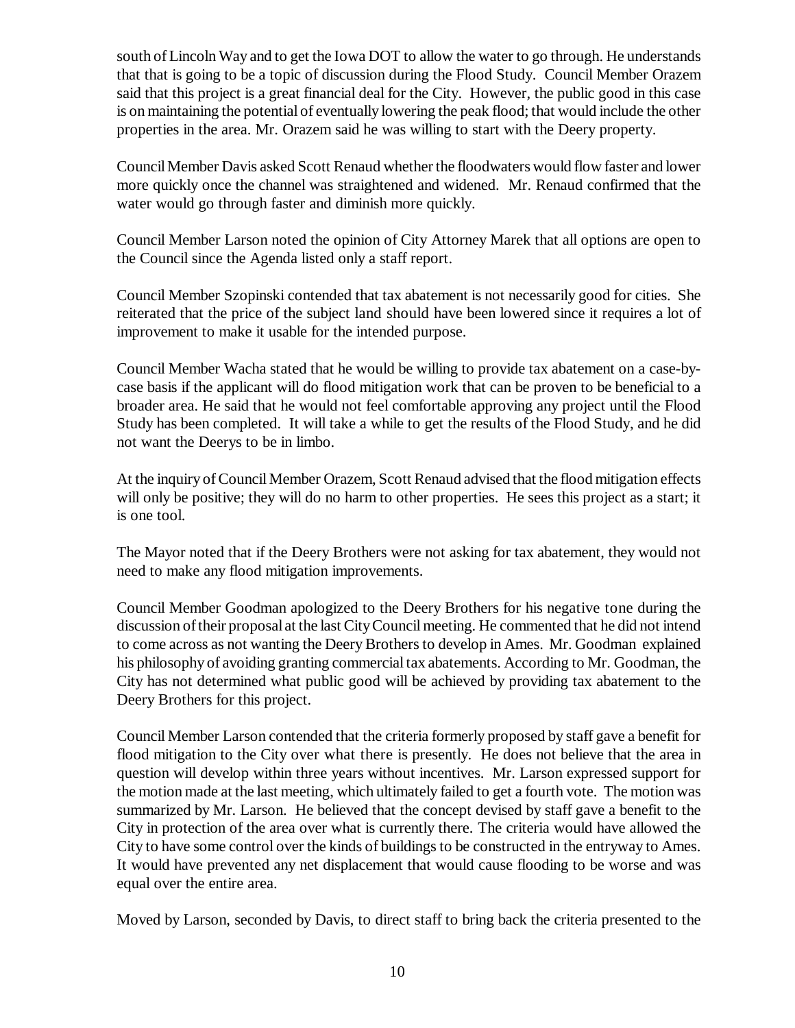south of Lincoln Way and to get the Iowa DOT to allow the water to go through. He understands that that is going to be a topic of discussion during the Flood Study. Council Member Orazem said that this project is a great financial deal for the City. However, the public good in this case is on maintaining the potential of eventually lowering the peak flood; that would include the other properties in the area. Mr. Orazem said he was willing to start with the Deery property.

Council Member Davis asked Scott Renaud whether the floodwaters would flow faster and lower more quickly once the channel was straightened and widened. Mr. Renaud confirmed that the water would go through faster and diminish more quickly.

Council Member Larson noted the opinion of City Attorney Marek that all options are open to the Council since the Agenda listed only a staff report.

Council Member Szopinski contended that tax abatement is not necessarily good for cities. She reiterated that the price of the subject land should have been lowered since it requires a lot of improvement to make it usable for the intended purpose.

Council Member Wacha stated that he would be willing to provide tax abatement on a case-by-case basis if the applicant will do flood mitigation work that can be proven to be beneficial to a broader area. He said that he would not feel comfortable approving any project until the Flood Study has been completed. It will take a while to get the results of the Flood Study, and he did not want the Deerys to be in limbo.

At the inquiry of Council Member Orazem, Scott Renaud advised that the flood mitigation effects will only be positive; they will do no harm to other properties. He sees this project as a start; it is one tool.

The Mayor noted that if the Deery Brothers were not asking for tax abatement, they would not need to make any flood mitigation improvements.

Council Member Goodman apologized to the Deery Brothers for his negative tone during the discussion of their proposal at the last City Council meeting. He commented that he did not intend to come across as not wanting the Deery Brothers to develop in Ames. Mr. Goodman explained his philosophy of avoiding granting commercial tax abatements. According to Mr. Goodman, the City has not determined what public good will be achieved by providing tax abatement to the Deery Brothers for this project.

Council Member Larson contended that the criteria formerly proposed by staff gave a benefit for flood mitigation to the City over what there is presently. He does not believe that the area in question will develop within three years without incentives. Mr. Larson expressed support for the motion made at the last meeting, which ultimately failed to get a fourth vote. The motion was summarized by Mr. Larson. He believed that the concept devised by staff gave a benefit to the City in protection of the area over what is currently there. The criteria would have allowed the City to have some control over the kinds of buildings to be constructed in the entryway to Ames. It would have prevented any net displacement that would cause flooding to be worse and was equal over the entire area.

Moved by Larson, seconded by Davis, to direct staff to bring back the criteria presented to the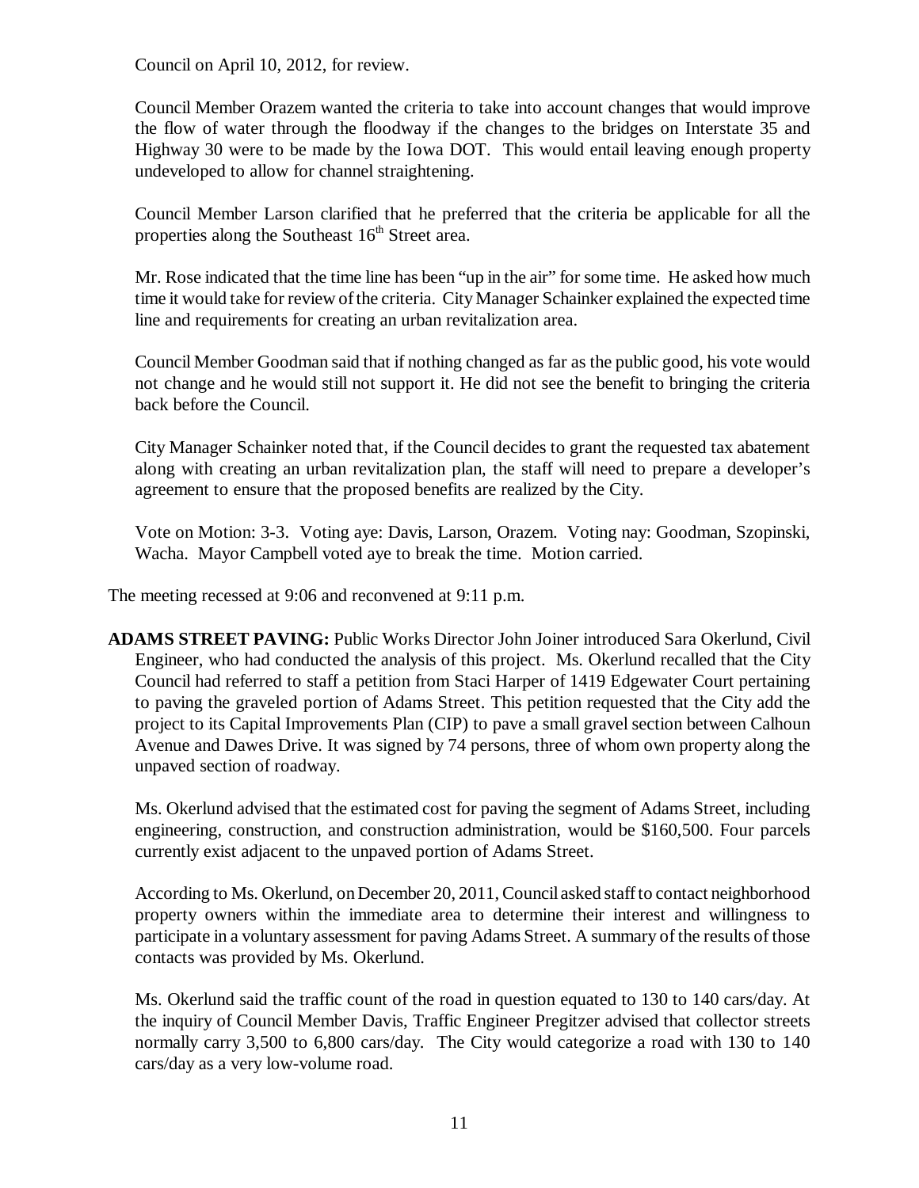Council on April 10, 2012, for review.

Council Member Orazem wanted the criteria to take into account changes that would improve the flow of water through the floodway if the changes to the bridges on Interstate 35 and Highway 30 were to be made by the Iowa DOT. This would entail leaving enough property undeveloped to allow for channel straightening.

Council Member Larson clarified that he preferred that the criteria be applicable for all the properties along the Southeast 16th Street area.

Mr. Rose indicated that the time line has been "up in the air" for some time. He asked how much time it would take for review of the criteria. City Manager Schainker explained the expected time line and requirements for creating an urban revitalization area.

Council Member Goodman said that if nothing changed as far as the public good, his vote would not change and he would still not support it. He did not see the benefit to bringing the criteria back before the Council.

City Manager Schainker noted that, if the Council decides to grant the requested tax abatement along with creating an urban revitalization plan, the staff will need to prepare a developer's agreement to ensure that the proposed benefits are realized by the City.

Vote on Motion: 3-3. Voting aye: Davis, Larson, Orazem. Voting nay: Goodman, Szopinski, Wacha. Mayor Campbell voted aye to break the time. Motion carried.

The meeting recessed at 9:06 and reconvened at 9:11 p.m.

**ADAMS STREET PAVING:** Public Works Director John Joiner introduced Sara Okerlund, Civil Engineer, who had conducted the analysis of this project. Ms. Okerlund recalled that the City Council had referred to staff a petition from Staci Harper of 1419 Edgewater Court pertaining to paving the graveled portion of Adams Street. This petition requested that the City add the project to its Capital Improvements Plan (CIP) to pave a small gravel section between Calhoun Avenue and Dawes Drive. It was signed by 74 persons, three of whom own property along the unpaved section of roadway.

Ms. Okerlund advised that the estimated cost for paving the segment of Adams Street, including engineering, construction, and construction administration, would be $160,500. Four parcels currently exist adjacent to the unpaved portion of Adams Street.

According to Ms. Okerlund, on December 20, 2011, Council asked staff to contact neighborhood property owners within the immediate area to determine their interest and willingness to participate in a voluntary assessment for paving Adams Street. A summary of the results of those contacts was provided by Ms. Okerlund.

Ms. Okerlund said the traffic count of the road in question equated to 130 to 140 cars/day. At the inquiry of Council Member Davis, Traffic Engineer Pregitzer advised that collector streets normally carry 3,500 to 6,800 cars/day. The City would categorize a road with 130 to 140 cars/day as a very low-volume road.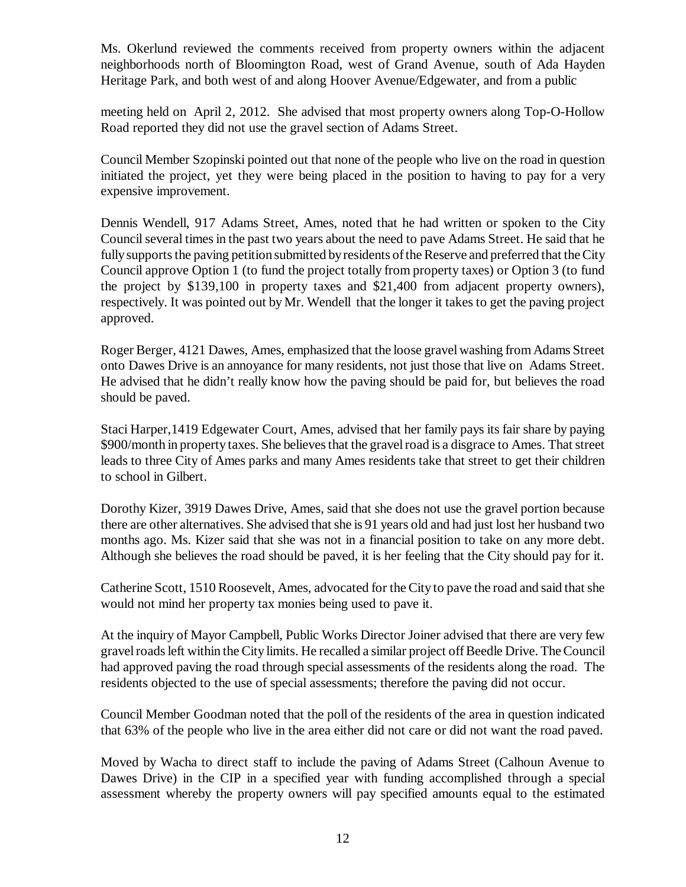Ms. Okerlund reviewed the comments received from property owners within the adjacent neighborhoods north of Bloomington Road, west of Grand Avenue, south of Ada Hayden Heritage Park, and both west of and along Hoover Avenue/Edgewater, and from a public

meeting held on April 2, 2012. She advised that most property owners along Top-O-Hollow Road reported they did not use the gravel section of Adams Street.

Council Member Szopinski pointed out that none of the people who live on the road in question initiated the project, yet they were being placed in the position to having to pay for a very expensive improvement.

Dennis Wendell, 917 Adams Street, Ames, noted that he had written or spoken to the City Council several times in the past two years about the need to pave Adams Street. He said that he fully supports the paving petition submitted by residents of the Reserve and preferred that the City Council approve Option 1 (to fund the project totally from property taxes) or Option 3 (to fund the project by $139,100 in property taxes and $21,400 from adjacent property owners), respectively. It was pointed out by Mr. Wendell that the longer it takes to get the paving project approved.

Roger Berger, 4121 Dawes, Ames, emphasized that the loose gravel washing from Adams Street onto Dawes Drive is an annoyance for many residents, not just those that live on Adams Street. He advised that he didn't really know how the paving should be paid for, but believes the road should be paved.

Staci Harper,1419 Edgewater Court, Ames, advised that her family pays its fair share by paying $900/month in property taxes. She believes that the gravel road is a disgrace to Ames. That street leads to three City of Ames parks and many Ames residents take that street to get their children to school in Gilbert.

Dorothy Kizer, 3919 Dawes Drive, Ames, said that she does not use the gravel portion because there are other alternatives. She advised that she is 91 years old and had just lost her husband two months ago. Ms. Kizer said that she was not in a financial position to take on any more debt. Although she believes the road should be paved, it is her feeling that the City should pay for it.

Catherine Scott, 1510 Roosevelt, Ames, advocated for the City to pave the road and said that she would not mind her property tax monies being used to pave it.

At the inquiry of Mayor Campbell, Public Works Director Joiner advised that there are very few gravel roads left within the City limits. He recalled a similar project off Beedle Drive. The Council had approved paving the road through special assessments of the residents along the road. The residents objected to the use of special assessments; therefore the paving did not occur.

Council Member Goodman noted that the poll of the residents of the area in question indicated that 63% of the people who live in the area either did not care or did not want the road paved.

Moved by Wacha to direct staff to include the paving of Adams Street (Calhoun Avenue to Dawes Drive) in the CIP in a specified year with funding accomplished through a special assessment whereby the property owners will pay specified amounts equal to the estimated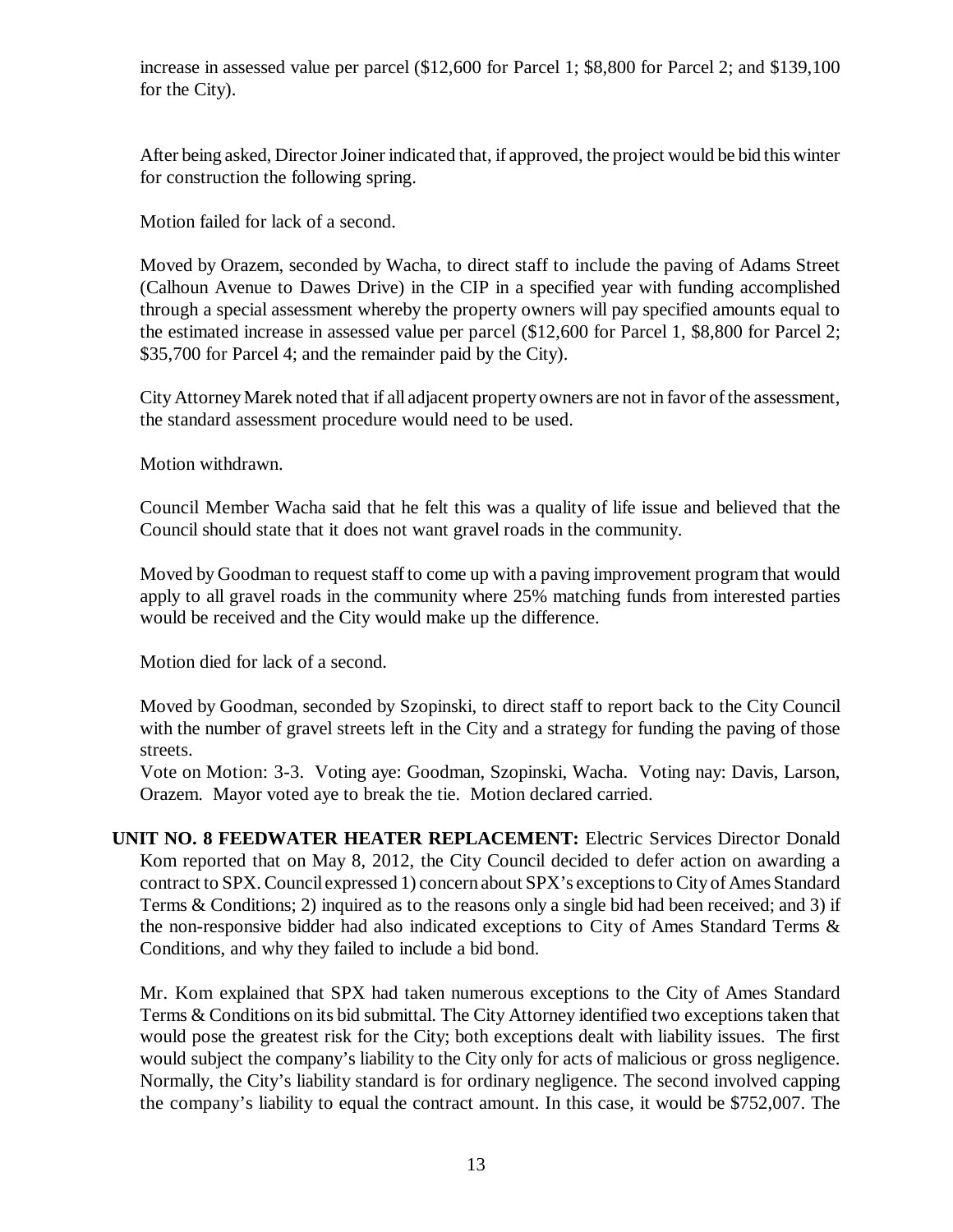increase in assessed value per parcel ($12,600 for Parcel 1; $8,800 for Parcel 2; and $139,100 for the City).

After being asked, Director Joiner indicated that, if approved, the project would be bid this winter for construction the following spring.

Motion failed for lack of a second.

Moved by Orazem, seconded by Wacha, to direct staff to include the paving of Adams Street (Calhoun Avenue to Dawes Drive) in the CIP in a specified year with funding accomplished through a special assessment whereby the property owners will pay specified amounts equal to the estimated increase in assessed value per parcel ($12,600 for Parcel 1, $8,800 for Parcel 2; $35,700 for Parcel 4; and the remainder paid by the City).

City Attorney Marek noted that if all adjacent property owners are not in favor of the assessment, the standard assessment procedure would need to be used.

Motion withdrawn.

Council Member Wacha said that he felt this was a quality of life issue and believed that the Council should state that it does not want gravel roads in the community.

Moved by Goodman to request staff to come up with a paving improvement program that would apply to all gravel roads in the community where 25% matching funds from interested parties would be received and the City would make up the difference.

Motion died for lack of a second.

Moved by Goodman, seconded by Szopinski, to direct staff to report back to the City Council with the number of gravel streets left in the City and a strategy for funding the paving of those streets.
Vote on Motion: 3-3. Voting aye: Goodman, Szopinski, Wacha. Voting nay: Davis, Larson, Orazem. Mayor voted aye to break the tie. Motion declared carried.

**UNIT NO. 8 FEEDWATER HEATER REPLACEMENT:** Electric Services Director Donald Kom reported that on May 8, 2012, the City Council decided to defer action on awarding a contract to SPX. Council expressed 1) concern about SPX's exceptions to City of Ames Standard Terms & Conditions; 2) inquired as to the reasons only a single bid had been received; and 3) if the non-responsive bidder had also indicated exceptions to City of Ames Standard Terms & Conditions, and why they failed to include a bid bond.

Mr. Kom explained that SPX had taken numerous exceptions to the City of Ames Standard Terms & Conditions on its bid submittal. The City Attorney identified two exceptions taken that would pose the greatest risk for the City; both exceptions dealt with liability issues. The first would subject the company's liability to the City only for acts of malicious or gross negligence. Normally, the City's liability standard is for ordinary negligence. The second involved capping the company's liability to equal the contract amount. In this case, it would be $752,007. The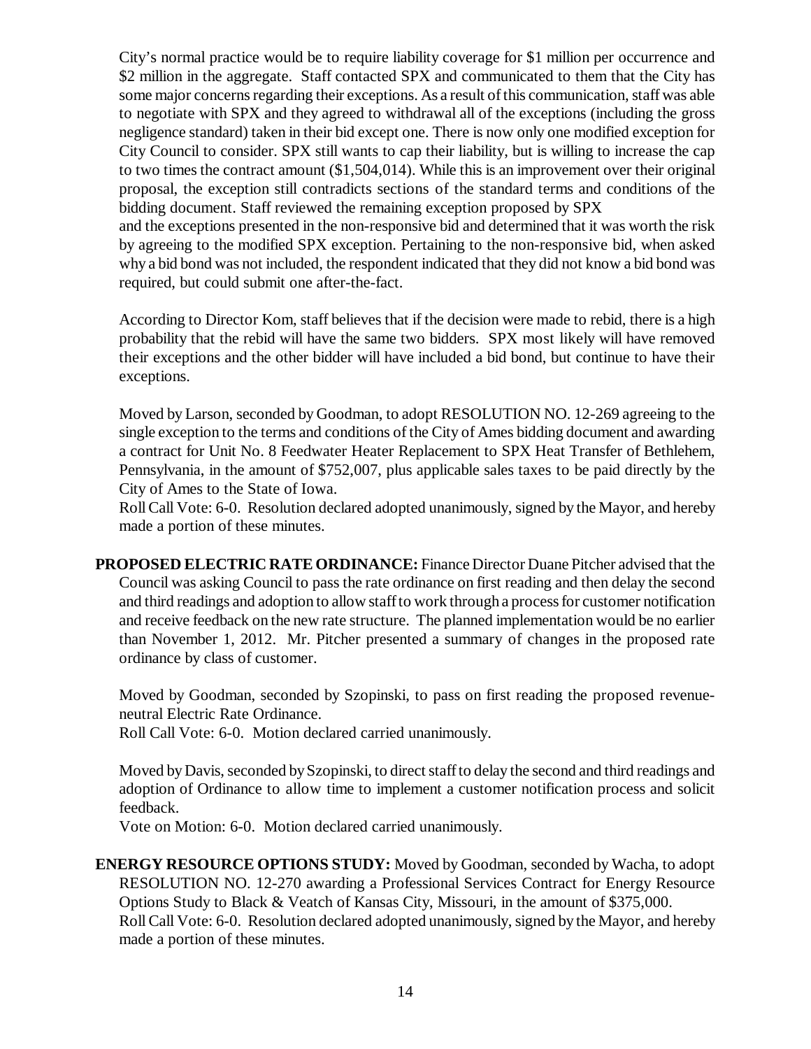City's normal practice would be to require liability coverage for $1 million per occurrence and $2 million in the aggregate. Staff contacted SPX and communicated to them that the City has some major concerns regarding their exceptions. As a result of this communication, staff was able to negotiate with SPX and they agreed to withdrawal all of the exceptions (including the gross negligence standard) taken in their bid except one. There is now only one modified exception for City Council to consider. SPX still wants to cap their liability, but is willing to increase the cap to two times the contract amount ($1,504,014). While this is an improvement over their original proposal, the exception still contradicts sections of the standard terms and conditions of the bidding document. Staff reviewed the remaining exception proposed by SPX and the exceptions presented in the non-responsive bid and determined that it was worth the risk by agreeing to the modified SPX exception. Pertaining to the non-responsive bid, when asked why a bid bond was not included, the respondent indicated that they did not know a bid bond was required, but could submit one after-the-fact.

According to Director Kom, staff believes that if the decision were made to rebid, there is a high probability that the rebid will have the same two bidders. SPX most likely will have removed their exceptions and the other bidder will have included a bid bond, but continue to have their exceptions.

Moved by Larson, seconded by Goodman, to adopt RESOLUTION NO. 12-269 agreeing to the single exception to the terms and conditions of the City of Ames bidding document and awarding a contract for Unit No. 8 Feedwater Heater Replacement to SPX Heat Transfer of Bethlehem, Pennsylvania, in the amount of $752,007, plus applicable sales taxes to be paid directly by the City of Ames to the State of Iowa.
Roll Call Vote: 6-0. Resolution declared adopted unanimously, signed by the Mayor, and hereby made a portion of these minutes.

**PROPOSED ELECTRIC RATE ORDINANCE:** Finance Director Duane Pitcher advised that the Council was asking Council to pass the rate ordinance on first reading and then delay the second and third readings and adoption to allow staff to work through a process for customer notification and receive feedback on the new rate structure. The planned implementation would be no earlier than November 1, 2012. Mr. Pitcher presented a summary of changes in the proposed rate ordinance by class of customer.

Moved by Goodman, seconded by Szopinski, to pass on first reading the proposed revenue-neutral Electric Rate Ordinance.
Roll Call Vote: 6-0. Motion declared carried unanimously.

Moved by Davis, seconded by Szopinski, to direct staff to delay the second and third readings and adoption of Ordinance to allow time to implement a customer notification process and solicit feedback.
Vote on Motion: 6-0. Motion declared carried unanimously.

**ENERGY RESOURCE OPTIONS STUDY:** Moved by Goodman, seconded by Wacha, to adopt RESOLUTION NO. 12-270 awarding a Professional Services Contract for Energy Resource Options Study to Black & Veatch of Kansas City, Missouri, in the amount of $375,000.
Roll Call Vote: 6-0. Resolution declared adopted unanimously, signed by the Mayor, and hereby made a portion of these minutes.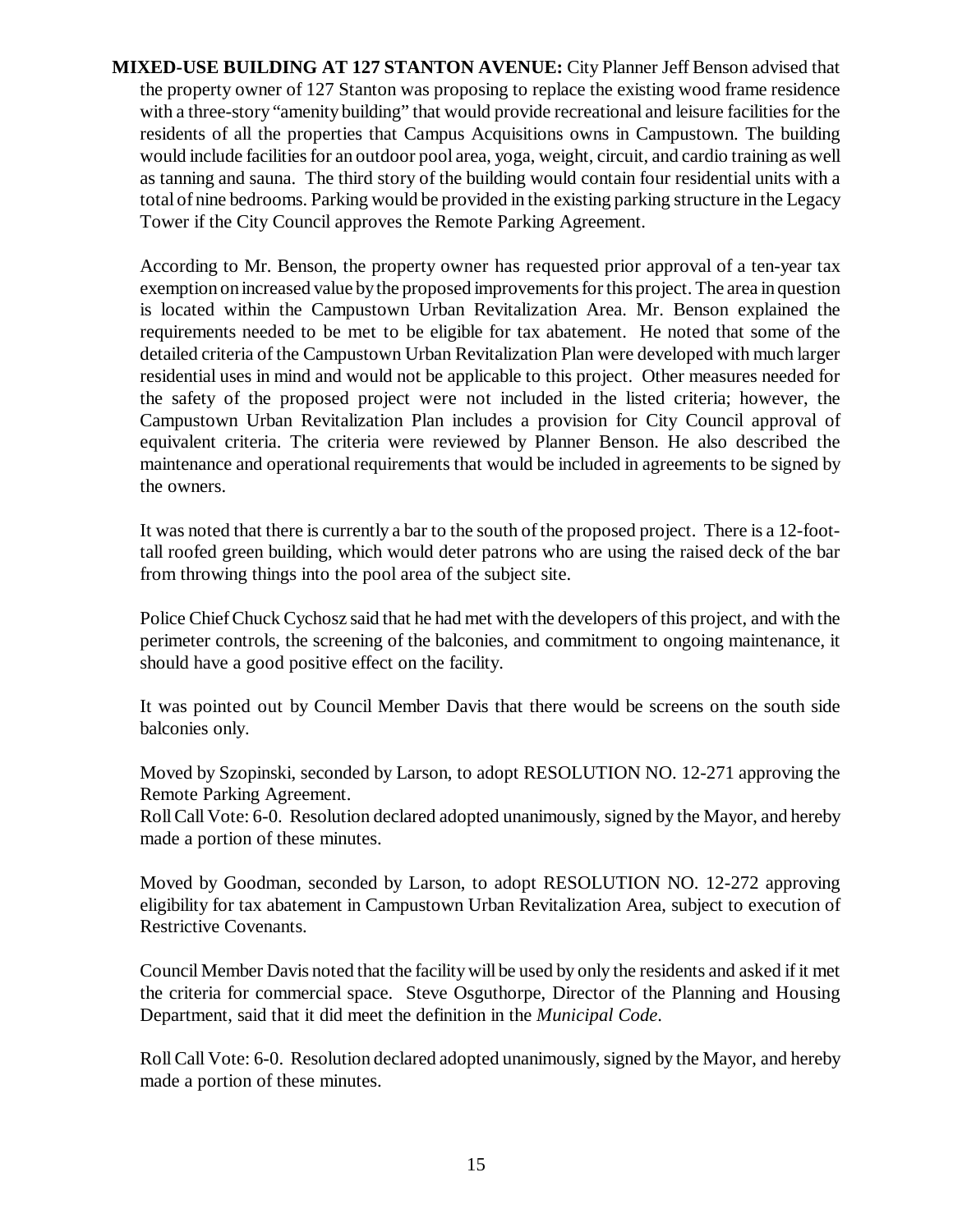**MIXED-USE BUILDING AT 127 STANTON AVENUE:** City Planner Jeff Benson advised that the property owner of 127 Stanton was proposing to replace the existing wood frame residence with a three-story "amenity building" that would provide recreational and leisure facilities for the residents of all the properties that Campus Acquisitions owns in Campustown. The building would include facilities for an outdoor pool area, yoga, weight, circuit, and cardio training as well as tanning and sauna. The third story of the building would contain four residential units with a total of nine bedrooms. Parking would be provided in the existing parking structure in the Legacy Tower if the City Council approves the Remote Parking Agreement.

According to Mr. Benson, the property owner has requested prior approval of a ten-year tax exemption on increased value by the proposed improvements for this project. The area in question is located within the Campustown Urban Revitalization Area. Mr. Benson explained the requirements needed to be met to be eligible for tax abatement. He noted that some of the detailed criteria of the Campustown Urban Revitalization Plan were developed with much larger residential uses in mind and would not be applicable to this project. Other measures needed for the safety of the proposed project were not included in the listed criteria; however, the Campustown Urban Revitalization Plan includes a provision for City Council approval of equivalent criteria. The criteria were reviewed by Planner Benson. He also described the maintenance and operational requirements that would be included in agreements to be signed by the owners.

It was noted that there is currently a bar to the south of the proposed project. There is a 12-foot-tall roofed green building, which would deter patrons who are using the raised deck of the bar from throwing things into the pool area of the subject site.

Police Chief Chuck Cychosz said that he had met with the developers of this project, and with the perimeter controls, the screening of the balconies, and commitment to ongoing maintenance, it should have a good positive effect on the facility.

It was pointed out by Council Member Davis that there would be screens on the south side balconies only.

Moved by Szopinski, seconded by Larson, to adopt RESOLUTION NO. 12-271 approving the Remote Parking Agreement.
Roll Call Vote: 6-0. Resolution declared adopted unanimously, signed by the Mayor, and hereby made a portion of these minutes.

Moved by Goodman, seconded by Larson, to adopt RESOLUTION NO. 12-272 approving eligibility for tax abatement in Campustown Urban Revitalization Area, subject to execution of Restrictive Covenants.

Council Member Davis noted that the facility will be used by only the residents and asked if it met the criteria for commercial space. Steve Osguthorpe, Director of the Planning and Housing Department, said that it did meet the definition in the *Municipal Code*.

Roll Call Vote: 6-0. Resolution declared adopted unanimously, signed by the Mayor, and hereby made a portion of these minutes.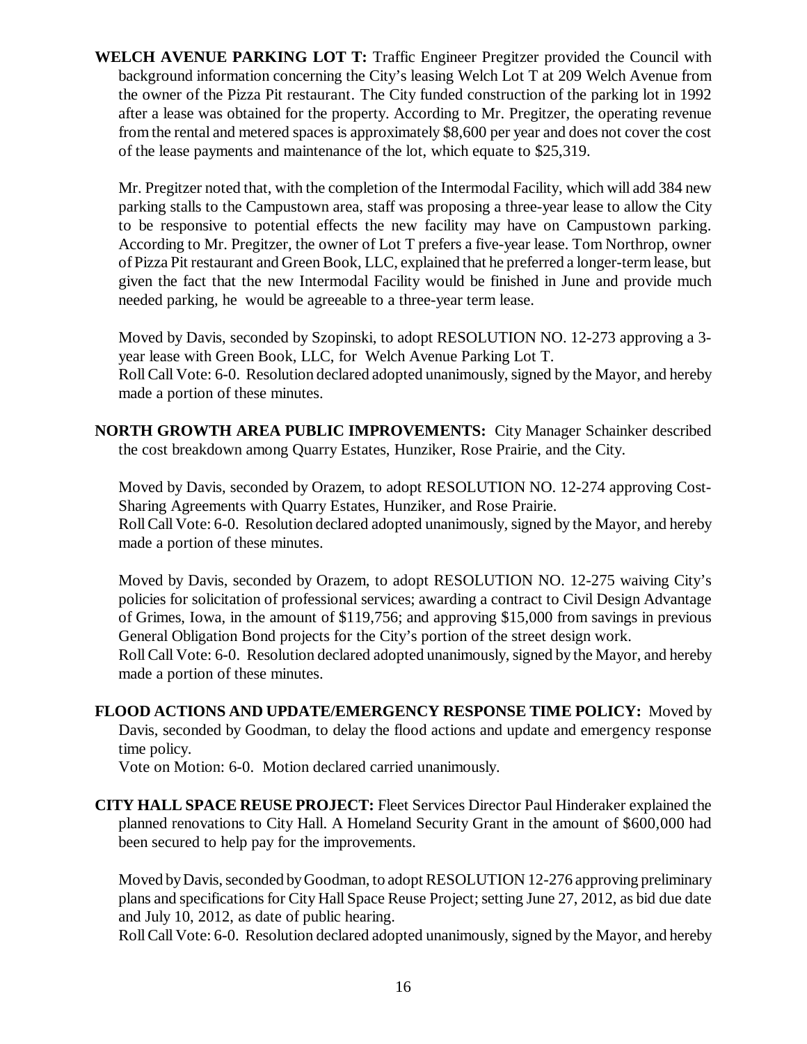**WELCH AVENUE PARKING LOT T:** Traffic Engineer Pregitzer provided the Council with background information concerning the City's leasing Welch Lot T at 209 Welch Avenue from the owner of the Pizza Pit restaurant. The City funded construction of the parking lot in 1992 after a lease was obtained for the property. According to Mr. Pregitzer, the operating revenue from the rental and metered spaces is approximately $8,600 per year and does not cover the cost of the lease payments and maintenance of the lot, which equate to $25,319.

Mr. Pregitzer noted that, with the completion of the Intermodal Facility, which will add 384 new parking stalls to the Campustown area, staff was proposing a three-year lease to allow the City to be responsive to potential effects the new facility may have on Campustown parking. According to Mr. Pregitzer, the owner of Lot T prefers a five-year lease. Tom Northrop, owner of Pizza Pit restaurant and Green Book, LLC, explained that he preferred a longer-term lease, but given the fact that the new Intermodal Facility would be finished in June and provide much needed parking, he would be agreeable to a three-year term lease.

Moved by Davis, seconded by Szopinski, to adopt RESOLUTION NO. 12-273 approving a 3-year lease with Green Book, LLC, for Welch Avenue Parking Lot T.
Roll Call Vote: 6-0. Resolution declared adopted unanimously, signed by the Mayor, and hereby made a portion of these minutes.

**NORTH GROWTH AREA PUBLIC IMPROVEMENTS:** City Manager Schainker described the cost breakdown among Quarry Estates, Hunziker, Rose Prairie, and the City.

Moved by Davis, seconded by Orazem, to adopt RESOLUTION NO. 12-274 approving Cost-Sharing Agreements with Quarry Estates, Hunziker, and Rose Prairie.
Roll Call Vote: 6-0. Resolution declared adopted unanimously, signed by the Mayor, and hereby made a portion of these minutes.

Moved by Davis, seconded by Orazem, to adopt RESOLUTION NO. 12-275 waiving City's policies for solicitation of professional services; awarding a contract to Civil Design Advantage of Grimes, Iowa, in the amount of $119,756; and approving $15,000 from savings in previous General Obligation Bond projects for the City's portion of the street design work.
Roll Call Vote: 6-0. Resolution declared adopted unanimously, signed by the Mayor, and hereby made a portion of these minutes.

**FLOOD ACTIONS AND UPDATE/EMERGENCY RESPONSE TIME POLICY:** Moved by Davis, seconded by Goodman, to delay the flood actions and update and emergency response time policy.
Vote on Motion: 6-0. Motion declared carried unanimously.

**CITY HALL SPACE REUSE PROJECT:** Fleet Services Director Paul Hinderaker explained the planned renovations to City Hall. A Homeland Security Grant in the amount of $600,000 had been secured to help pay for the improvements.

Moved by Davis, seconded by Goodman, to adopt RESOLUTION 12-276 approving preliminary plans and specifications for City Hall Space Reuse Project; setting June 27, 2012, as bid due date and July 10, 2012, as date of public hearing.
Roll Call Vote: 6-0. Resolution declared adopted unanimously, signed by the Mayor, and hereby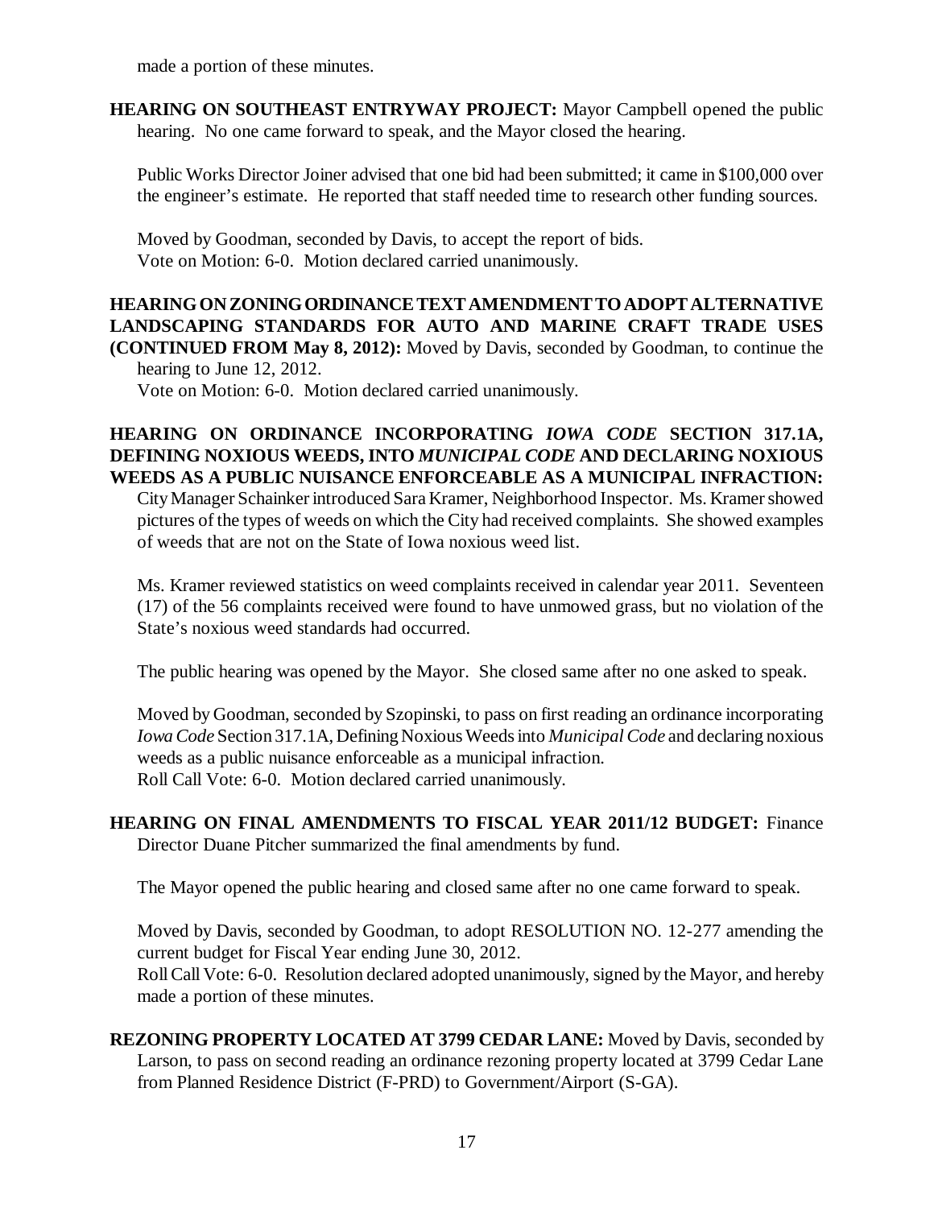made a portion of these minutes.

**HEARING ON SOUTHEAST ENTRYWAY PROJECT:** Mayor Campbell opened the public hearing. No one came forward to speak, and the Mayor closed the hearing.

Public Works Director Joiner advised that one bid had been submitted; it came in $100,000 over the engineer's estimate. He reported that staff needed time to research other funding sources.

Moved by Goodman, seconded by Davis, to accept the report of bids.
Vote on Motion: 6-0. Motion declared carried unanimously.

**HEARING ON ZONING ORDINANCE TEXT AMENDMENT TO ADOPT ALTERNATIVE LANDSCAPING STANDARDS FOR AUTO AND MARINE CRAFT TRADE USES (CONTINUED FROM May 8, 2012):** Moved by Davis, seconded by Goodman, to continue the hearing to June 12, 2012.
Vote on Motion: 6-0. Motion declared carried unanimously.

**HEARING ON ORDINANCE INCORPORATING *IOWA CODE* SECTION 317.1A, DEFINING NOXIOUS WEEDS, INTO *MUNICIPAL CODE* AND DECLARING NOXIOUS WEEDS AS A PUBLIC NUISANCE ENFORCEABLE AS A MUNICIPAL INFRACTION:** City Manager Schainker introduced Sara Kramer, Neighborhood Inspector. Ms. Kramer showed pictures of the types of weeds on which the City had received complaints. She showed examples of weeds that are not on the State of Iowa noxious weed list.

Ms. Kramer reviewed statistics on weed complaints received in calendar year 2011. Seventeen (17) of the 56 complaints received were found to have unmowed grass, but no violation of the State's noxious weed standards had occurred.

The public hearing was opened by the Mayor. She closed same after no one asked to speak.

Moved by Goodman, seconded by Szopinski, to pass on first reading an ordinance incorporating *Iowa Code* Section 317.1A, Defining Noxious Weeds into *Municipal Code* and declaring noxious weeds as a public nuisance enforceable as a municipal infraction.
Roll Call Vote: 6-0. Motion declared carried unanimously.

**HEARING ON FINAL AMENDMENTS TO FISCAL YEAR 2011/12 BUDGET:** Finance Director Duane Pitcher summarized the final amendments by fund.

The Mayor opened the public hearing and closed same after no one came forward to speak.

Moved by Davis, seconded by Goodman, to adopt RESOLUTION NO. 12-277 amending the current budget for Fiscal Year ending June 30, 2012.
Roll Call Vote: 6-0. Resolution declared adopted unanimously, signed by the Mayor, and hereby made a portion of these minutes.

**REZONING PROPERTY LOCATED AT 3799 CEDAR LANE:** Moved by Davis, seconded by Larson, to pass on second reading an ordinance rezoning property located at 3799 Cedar Lane from Planned Residence District (F-PRD) to Government/Airport (S-GA).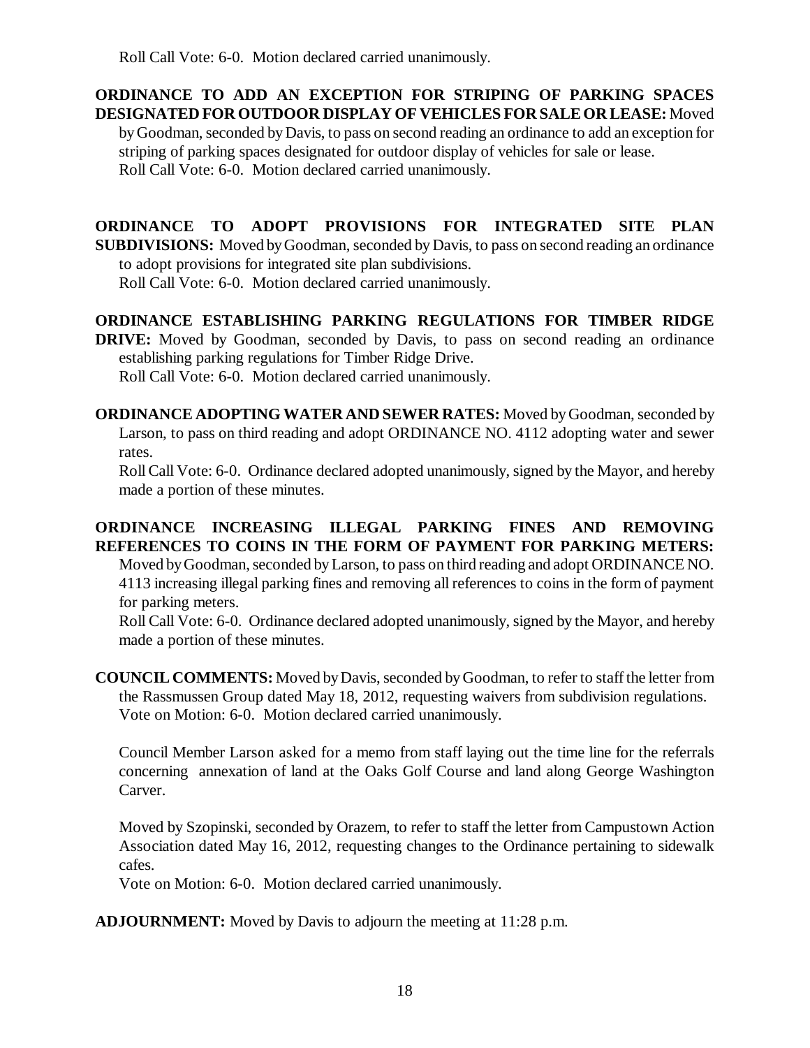Roll Call Vote: 6-0. Motion declared carried unanimously.

**ORDINANCE TO ADD AN EXCEPTION FOR STRIPING OF PARKING SPACES DESIGNATED FOR OUTDOOR DISPLAY OF VEHICLES FOR SALE OR LEASE:** Moved by Goodman, seconded by Davis, to pass on second reading an ordinance to add an exception for striping of parking spaces designated for outdoor display of vehicles for sale or lease.
Roll Call Vote: 6-0. Motion declared carried unanimously.

**ORDINANCE TO ADOPT PROVISIONS FOR INTEGRATED SITE PLAN SUBDIVISIONS:** Moved by Goodman, seconded by Davis, to pass on second reading an ordinance to adopt provisions for integrated site plan subdivisions.
Roll Call Vote: 6-0. Motion declared carried unanimously.

**ORDINANCE ESTABLISHING PARKING REGULATIONS FOR TIMBER RIDGE DRIVE:** Moved by Goodman, seconded by Davis, to pass on second reading an ordinance establishing parking regulations for Timber Ridge Drive.
Roll Call Vote: 6-0. Motion declared carried unanimously.

**ORDINANCE ADOPTING WATER AND SEWER RATES:** Moved by Goodman, seconded by Larson, to pass on third reading and adopt ORDINANCE NO. 4112 adopting water and sewer rates.
Roll Call Vote: 6-0. Ordinance declared adopted unanimously, signed by the Mayor, and hereby made a portion of these minutes.

**ORDINANCE INCREASING ILLEGAL PARKING FINES AND REMOVING REFERENCES TO COINS IN THE FORM OF PAYMENT FOR PARKING METERS:** Moved by Goodman, seconded by Larson, to pass on third reading and adopt ORDINANCE NO. 4113 increasing illegal parking fines and removing all references to coins in the form of payment for parking meters.
Roll Call Vote: 6-0. Ordinance declared adopted unanimously, signed by the Mayor, and hereby made a portion of these minutes.

**COUNCIL COMMENTS:** Moved by Davis, seconded by Goodman, to refer to staff the letter from the Rassmussen Group dated May 18, 2012, requesting waivers from subdivision regulations.
Vote on Motion: 6-0. Motion declared carried unanimously.

Council Member Larson asked for a memo from staff laying out the time line for the referrals concerning annexation of land at the Oaks Golf Course and land along George Washington Carver.

Moved by Szopinski, seconded by Orazem, to refer to staff the letter from Campustown Action Association dated May 16, 2012, requesting changes to the Ordinance pertaining to sidewalk cafes.
Vote on Motion: 6-0. Motion declared carried unanimously.

**ADJOURNMENT:** Moved by Davis to adjourn the meeting at 11:28 p.m.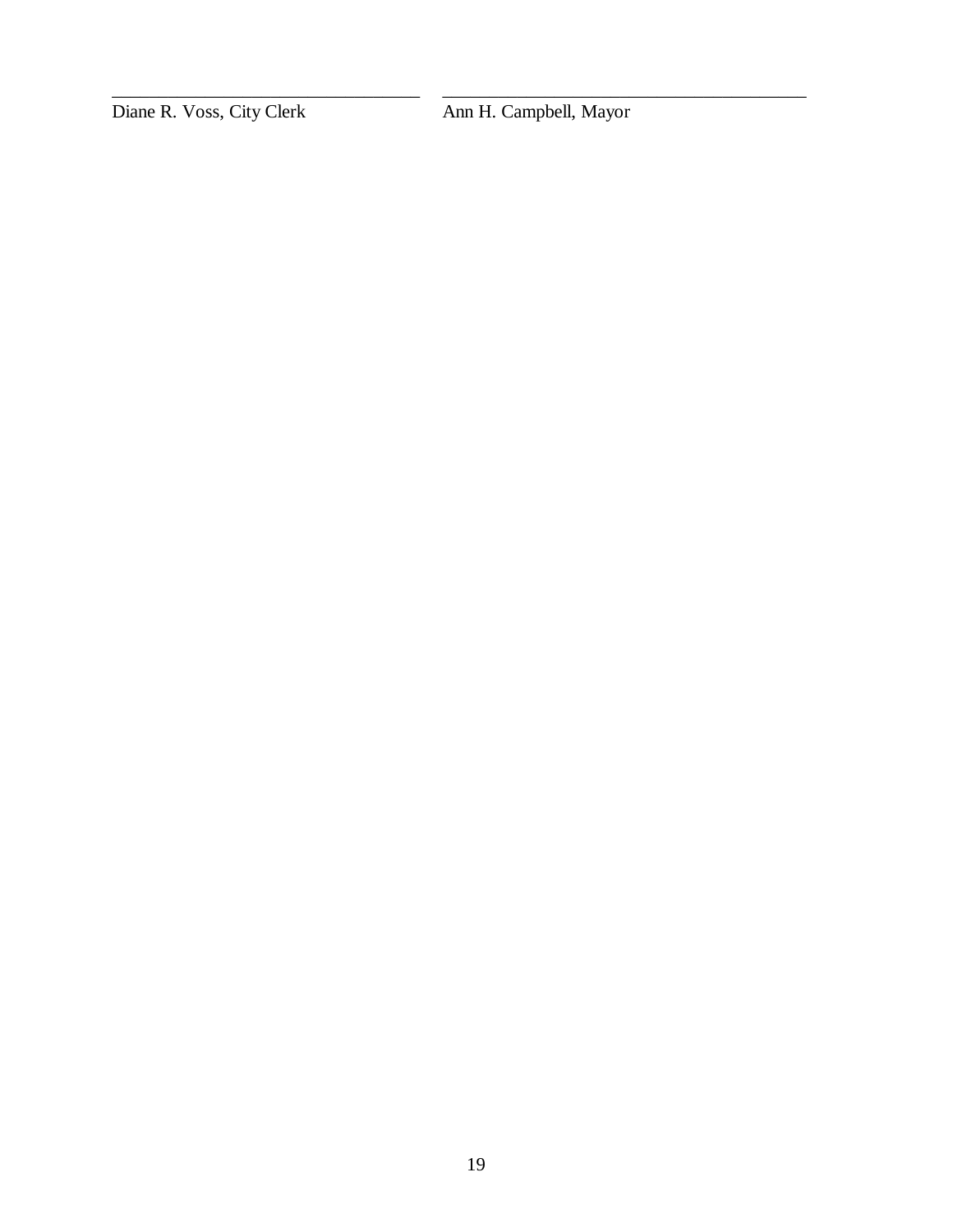\_\_\_\_\_\_\_\_\_\_\_\_\_\_\_\_\_\_\_\_\_\_\_\_\_\_\_\_\_\_\_\_\_\_\_\_ \_\_\_\_\_\_\_\_\_\_\_\_\_\_\_\_\_\_\_\_\_\_\_\_\_\_\_\_\_\_\_\_\_\_\_\_\_\_\_\_\_\_\_

Diane R. Voss, City Clerk Ann H. Campbell, Mayor